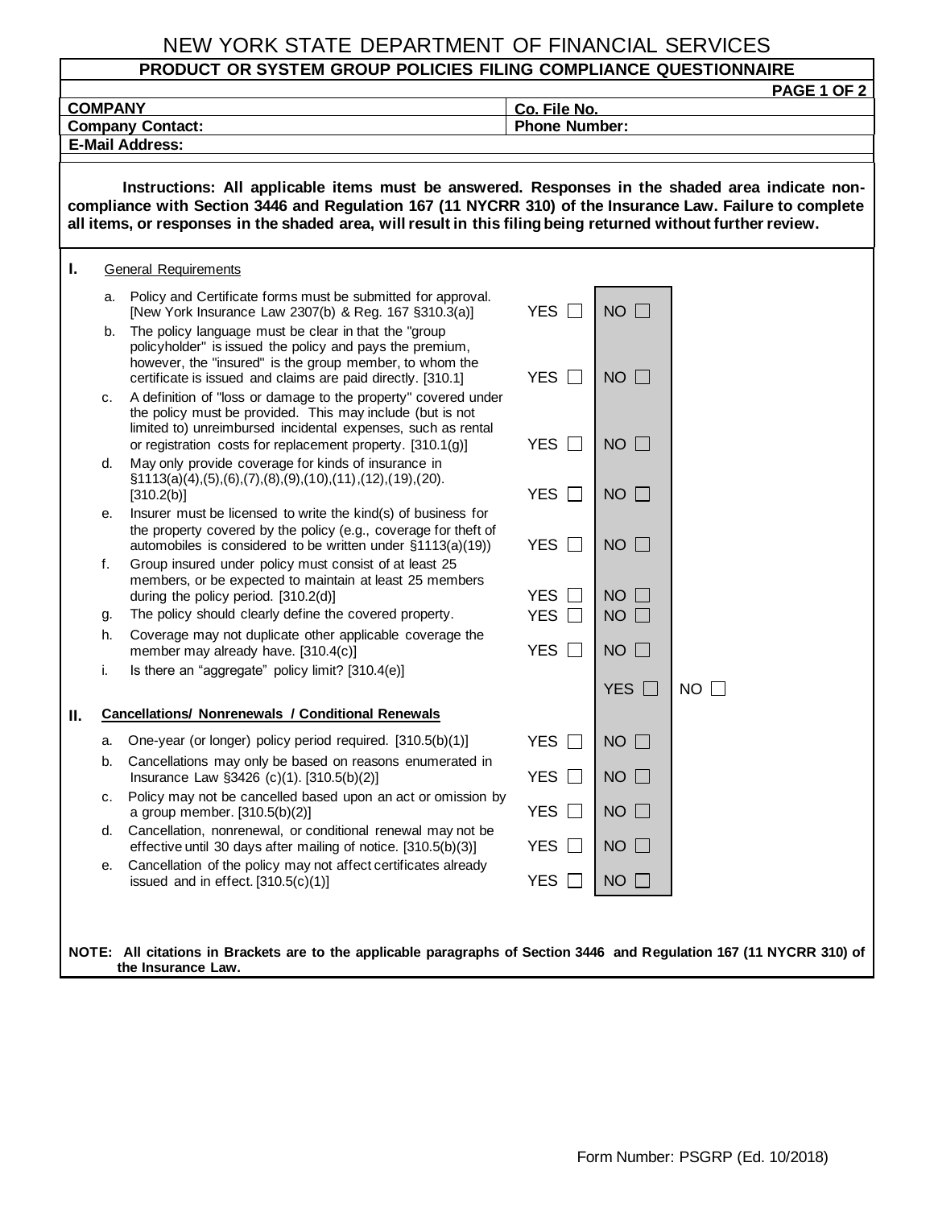# NEW YORK STATE DEPARTMENT OF FINANCIAL SERVICES

## PRODUCT OR SYSTEM GROUP POLICIES FILING COMPLIANCE QUESTIONNAIRE

| | |
|---|---|
| **COMPANY** | **Co. File No.** |
| **Company Contact:** | **Phone Number:** |
| **E-Mail Address:** | |

**Instructions: All applicable items must be answered. Responses in the shaded area indicate non-compliance with Section 3446 and Regulation 167 (11 NYCRR 310) of the Insurance Law. Failure to complete all items, or responses in the shaded area, will result in this filing being returned without further review.**

## I. General Requirements

| | Item | | Shaded | |
|---|---|---|---|---|
| a. | Policy and Certificate forms must be submitted for approval. [New York Insurance Law 2307(b) & Reg. 167 §310.3(a)] | YES ☐ | NO ☐ | |
| b. | The policy language must be clear in that the "group policyholder" is issued the policy and pays the premium, however, the "insured" is the group member, to whom the certificate is issued and claims are paid directly. [310.1] | YES ☐ | NO ☐ | |
| c. | A definition of "loss or damage to the property" covered under the policy must be provided. This may include (but is not limited to) unreimbursed incidental expenses, such as rental or registration costs for replacement property. [310.1(g)] | YES ☐ | NO ☐ | |
| d. | May only provide coverage for kinds of insurance in §1113(a)(4),(5),(6),(7),(8),(9),(10),(11),(12),(19),(20). [310.2(b)] | YES ☐ | NO ☐ | |
| e. | Insurer must be licensed to write the kind(s) of business for the property covered by the policy (e.g., coverage for theft of automobiles is considered to be written under §1113(a)(19)) | YES ☐ | NO ☐ | |
| f. | Group insured under policy must consist of at least 25 members, or be expected to maintain at least 25 members during the policy period. [310.2(d)] | YES ☐ | NO ☐ | |
| g. | The policy should clearly define the covered property. | YES ☐ | NO ☐ | |
| h. | Coverage may not duplicate other applicable coverage the member may already have. [310.4(c)] | YES ☐ | NO ☐ | |
| i. | Is there an "aggregate" policy limit? [310.4(e)] | | YES ☐ | NO ☐ |

## II. Cancellations/ Nonrenewals / Conditional Renewals

| | Item | | Shaded |
|---|---|---|---|
| a. | One-year (or longer) policy period required. [310.5(b)(1)] | YES ☐ | NO ☐ |
| b. | Cancellations may only be based on reasons enumerated in Insurance Law §3426 (c)(1). [310.5(b)(2)] | YES ☐ | NO ☐ |
| c. | Policy may not be cancelled based upon an act or omission by a group member. [310.5(b)(2)] | YES ☐ | NO ☐ |
| d. | Cancellation, nonrenewal, or conditional renewal may not be effective until 30 days after mailing of notice. [310.5(b)(3)] | YES ☐ | NO ☐ |
| e. | Cancellation of the policy may not affect certificates already issued and in effect. [310.5(c)(1)] | YES ☐ | NO ☐ |

**NOTE: All citations in Brackets are to the applicable paragraphs of Section 3446 and Regulation 167 (11 NYCRR 310) of the Insurance Law.**

Form Number: PSGRP (Ed. 10/2018)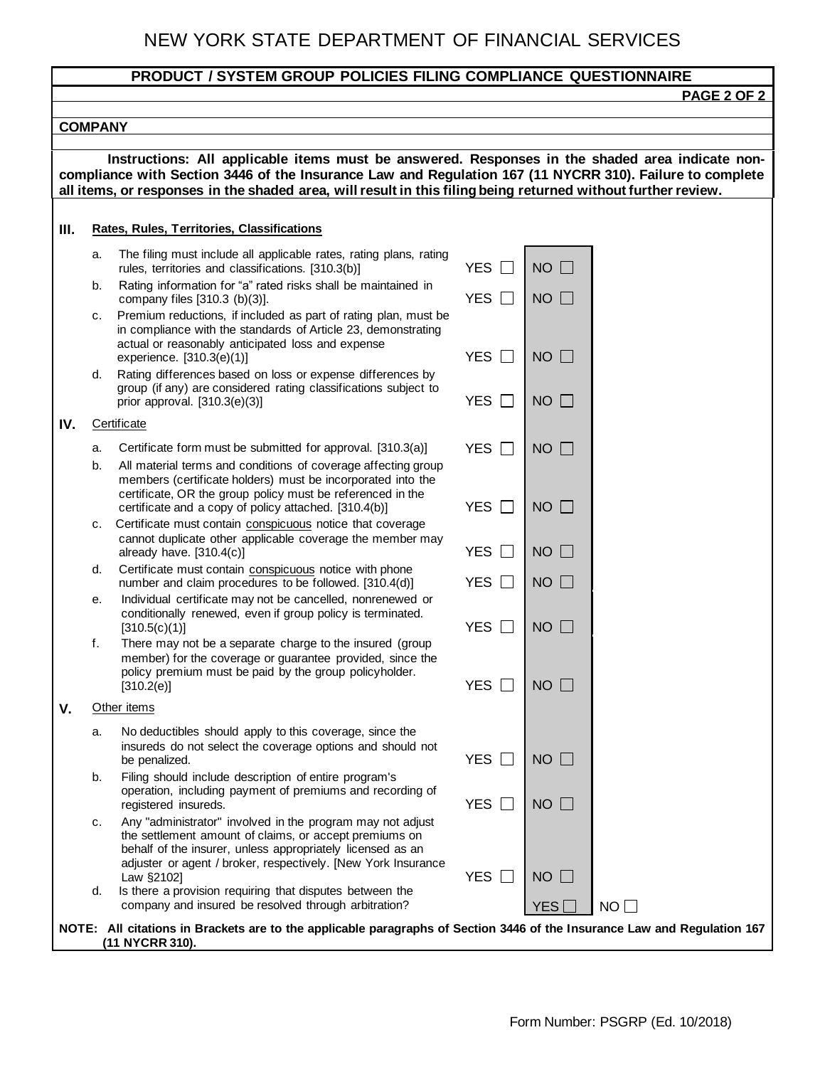# NEW YORK STATE DEPARTMENT OF FINANCIAL SERVICES

## PRODUCT / SYSTEM GROUP POLICIES FILING COMPLIANCE QUESTIONNAIRE

**PAGE 2 OF 2**

**COMPANY**

**Instructions: All applicable items must be answered. Responses in the shaded area indicate non-compliance with Section 3446 of the Insurance Law and Regulation 167 (11 NYCRR 310). Failure to complete all items, or responses in the shaded area, will result in this filing being returned without further review.**

### III. Rates, Rules, Territories, Classifications

| | | | | |
|---|---|---|---|---|
| a. | The filing must include all applicable rates, rating plans, rating rules, territories and classifications. [310.3(b)] | YES ☐ | NO ☐ | |
| b. | Rating information for "a" rated risks shall be maintained in company files [310.3 (b)(3)]. | YES ☐ | NO ☐ | |
| c. | Premium reductions, if included as part of rating plan, must be in compliance with the standards of Article 23, demonstrating actual or reasonably anticipated loss and expense experience. [310.3(e)(1)] | YES ☐ | NO ☐ | |
| d. | Rating differences based on loss or expense differences by group (if any) are considered rating classifications subject to prior approval. [310.3(e)(3)] | YES ☐ | NO ☐ | |

### IV. Certificate

| | | | | |
|---|---|---|---|---|
| a. | Certificate form must be submitted for approval. [310.3(a)] | YES ☐ | NO ☐ | |
| b. | All material terms and conditions of coverage affecting group members (certificate holders) must be incorporated into the certificate, OR the group policy must be referenced in the certificate and a copy of policy attached. [310.4(b)] | YES ☐ | NO ☐ | |
| c. | Certificate must contain conspicuous notice that coverage cannot duplicate other applicable coverage the member may already have. [310.4(c)] | YES ☐ | NO ☐ | |
| d. | Certificate must contain conspicuous notice with phone number and claim procedures to be followed. [310.4(d)] | YES ☐ | NO ☐ | |
| e. | Individual certificate may not be cancelled, nonrenewed or conditionally renewed, even if group policy is terminated. [310.5(c)(1)] | YES ☐ | NO ☐ | |
| f. | There may not be a separate charge to the insured (group member) for the coverage or guarantee provided, since the policy premium must be paid by the group policyholder. [310.2(e)] | YES ☐ | NO ☐ | |

### V. Other items

| | | | | |
|---|---|---|---|---|
| a. | No deductibles should apply to this coverage, since the insureds do not select the coverage options and should not be penalized. | YES ☐ | NO ☐ | |
| b. | Filing should include description of entire program's operation, including payment of premiums and recording of registered insureds. | YES ☐ | NO ☐ | |
| c. | Any "administrator" involved in the program may not adjust the settlement amount of claims, or accept premiums on behalf of the insurer, unless appropriately licensed as an adjuster or agent / broker, respectively. [New York Insurance Law §2102] | YES ☐ | NO ☐ | |
| d. | Is there a provision requiring that disputes between the company and insured be resolved through arbitration? | | YES ☐ | NO ☐ |

**NOTE: All citations in Brackets are to the applicable paragraphs of Section 3446 of the Insurance Law and Regulation 167 (11 NYCRR 310).**

Form Number: PSGRP (Ed. 10/2018)